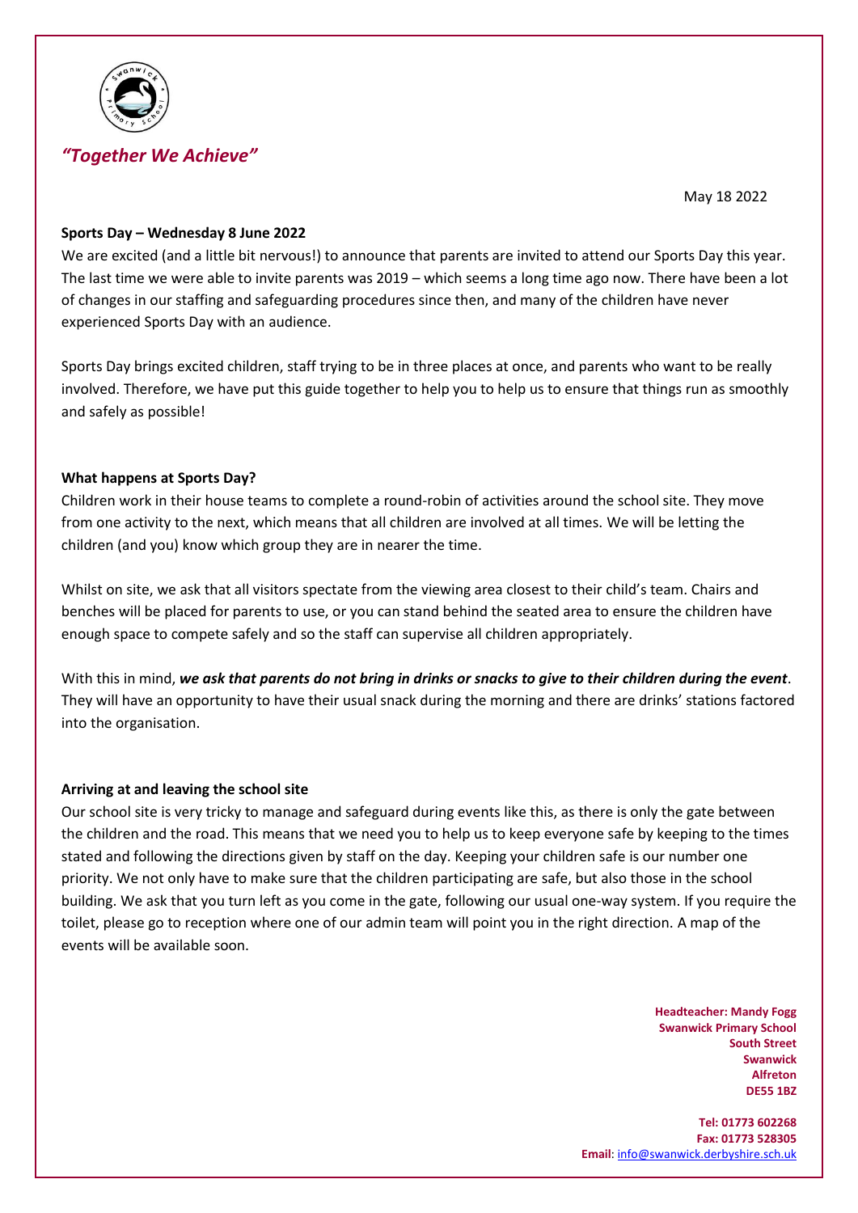*"Together We Achieve"*

May 18 2022

**Sports Day – Wednesday 8 June 2022**

We are excited (and a little bit nervous!) to announce that parents are invited to attend our Sports Day this year. The last time we were able to invite parents was 2019 – which seems a long time ago now. There have been a lot of changes in our staffing and safeguarding procedures since then, and many of the children have never experienced Sports Day with an audience.

Sports Day brings excited children, staff trying to be in three places at once, and parents who want to be really involved. Therefore, we have put this guide together to help you to help us to ensure that things run as smoothly and safely as possible!

**What happens at Sports Day?**

Children work in their house teams to complete a round-robin of activities around the school site. They move from one activity to the next, which means that all children are involved at all times. We will be letting the children (and you) know which group they are in nearer the time.

Whilst on site, we ask that all visitors spectate from the viewing area closest to their child's team. Chairs and benches will be placed for parents to use, or you can stand behind the seated area to ensure the children have enough space to compete safely and so the staff can supervise all children appropriately.

With this in mind, ***we ask that parents do not bring in drinks or snacks to give to their children during the event***. They will have an opportunity to have their usual snack during the morning and there are drinks' stations factored into the organisation.

**Arriving at and leaving the school site**

Our school site is very tricky to manage and safeguard during events like this, as there is only the gate between the children and the road. This means that we need you to help us to keep everyone safe by keeping to the times stated and following the directions given by staff on the day. Keeping your children safe is our number one priority. We not only have to make sure that the children participating are safe, but also those in the school building. We ask that you turn left as you come in the gate, following our usual one-way system. If you require the toilet, please go to reception where one of our admin team will point you in the right direction. A map of the events will be available soon.

**Headteacher: Mandy Fogg**
**Swanwick Primary School**
**South Street**
**Swanwick**
**Alfreton**
**DE55 1BZ**

**Tel: 01773 602268**
**Fax: 01773 528305**
**Email**: info@swanwick.derbyshire.sch.uk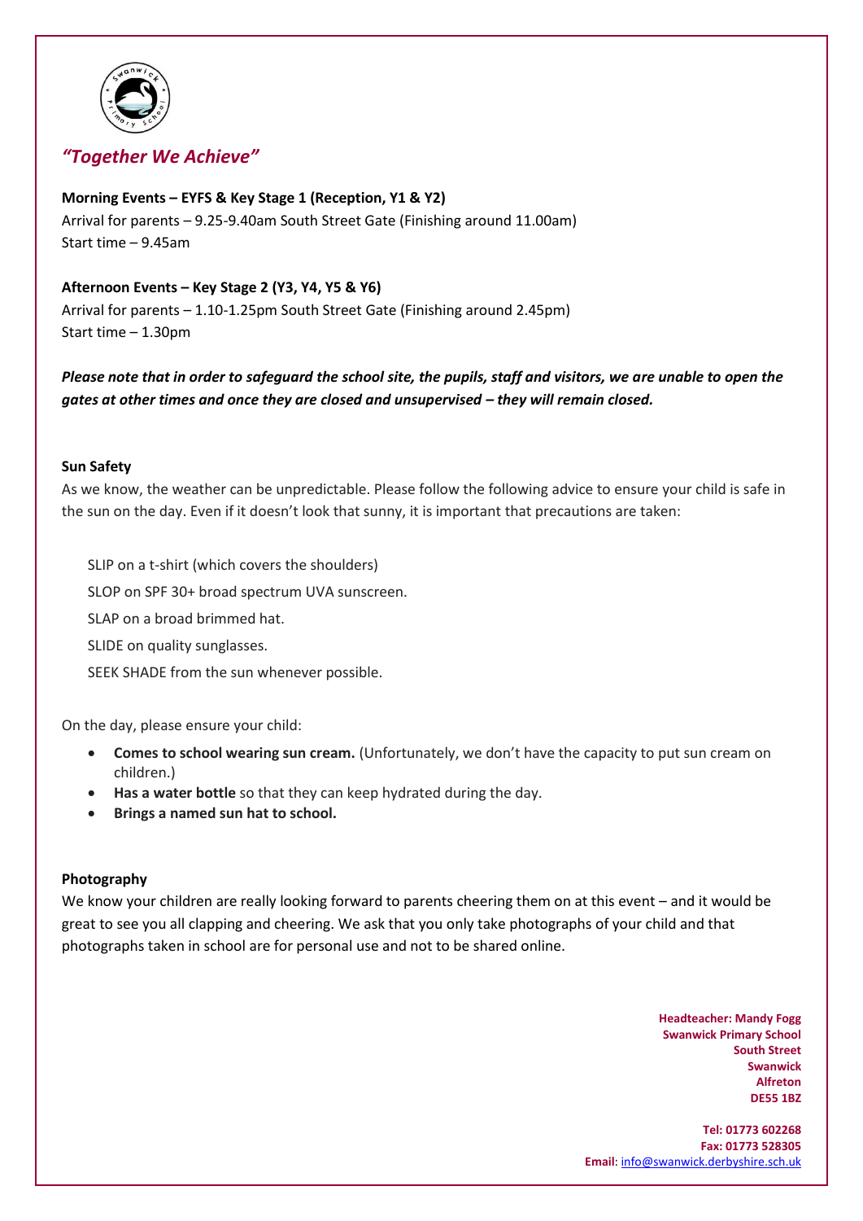*"Together We Achieve"*

**Morning Events – EYFS & Key Stage 1 (Reception, Y1 & Y2)**
Arrival for parents – 9.25-9.40am South Street Gate (Finishing around 11.00am)
Start time – 9.45am

**Afternoon Events – Key Stage 2 (Y3, Y4, Y5 & Y6)**
Arrival for parents – 1.10-1.25pm South Street Gate (Finishing around 2.45pm)
Start time – 1.30pm

***Please note that in order to safeguard the school site, the pupils, staff and visitors, we are unable to open the gates at other times and once they are closed and unsupervised – they will remain closed.***

**Sun Safety**

As we know, the weather can be unpredictable. Please follow the following advice to ensure your child is safe in the sun on the day. Even if it doesn't look that sunny, it is important that precautions are taken:

SLIP on a t-shirt (which covers the shoulders)

SLOP on SPF 30+ broad spectrum UVA sunscreen.

SLAP on a broad brimmed hat.

SLIDE on quality sunglasses.

SEEK SHADE from the sun whenever possible.

On the day, please ensure your child:

- **Comes to school wearing sun cream.** (Unfortunately, we don't have the capacity to put sun cream on children.)
- **Has a water bottle** so that they can keep hydrated during the day.
- **Brings a named sun hat to school.**

**Photography**

We know your children are really looking forward to parents cheering them on at this event – and it would be great to see you all clapping and cheering. We ask that you only take photographs of your child and that photographs taken in school are for personal use and not to be shared online.

**Headteacher: Mandy Fogg**
**Swanwick Primary School**
**South Street**
**Swanwick**
**Alfreton**
**DE55 1BZ**

**Tel: 01773 602268**
**Fax: 01773 528305**
**Email**: info@swanwick.derbyshire.sch.uk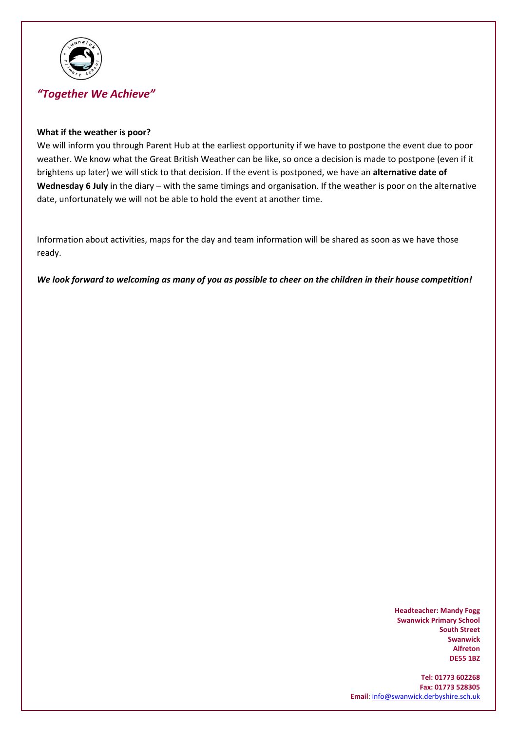*"Together We Achieve"*

**What if the weather is poor?**

We will inform you through Parent Hub at the earliest opportunity if we have to postpone the event due to poor weather. We know what the Great British Weather can be like, so once a decision is made to postpone (even if it brightens up later) we will stick to that decision. If the event is postponed, we have an **alternative date of Wednesday 6 July** in the diary – with the same timings and organisation. If the weather is poor on the alternative date, unfortunately we will not be able to hold the event at another time.

Information about activities, maps for the day and team information will be shared as soon as we have those ready.

***We look forward to welcoming as many of you as possible to cheer on the children in their house competition!***

**Headteacher: Mandy Fogg**
**Swanwick Primary School**
**South Street**
**Swanwick**
**Alfreton**
**DE55 1BZ**

**Tel: 01773 602268**
**Fax: 01773 528305**
**Email**: info@swanwick.derbyshire.sch.uk